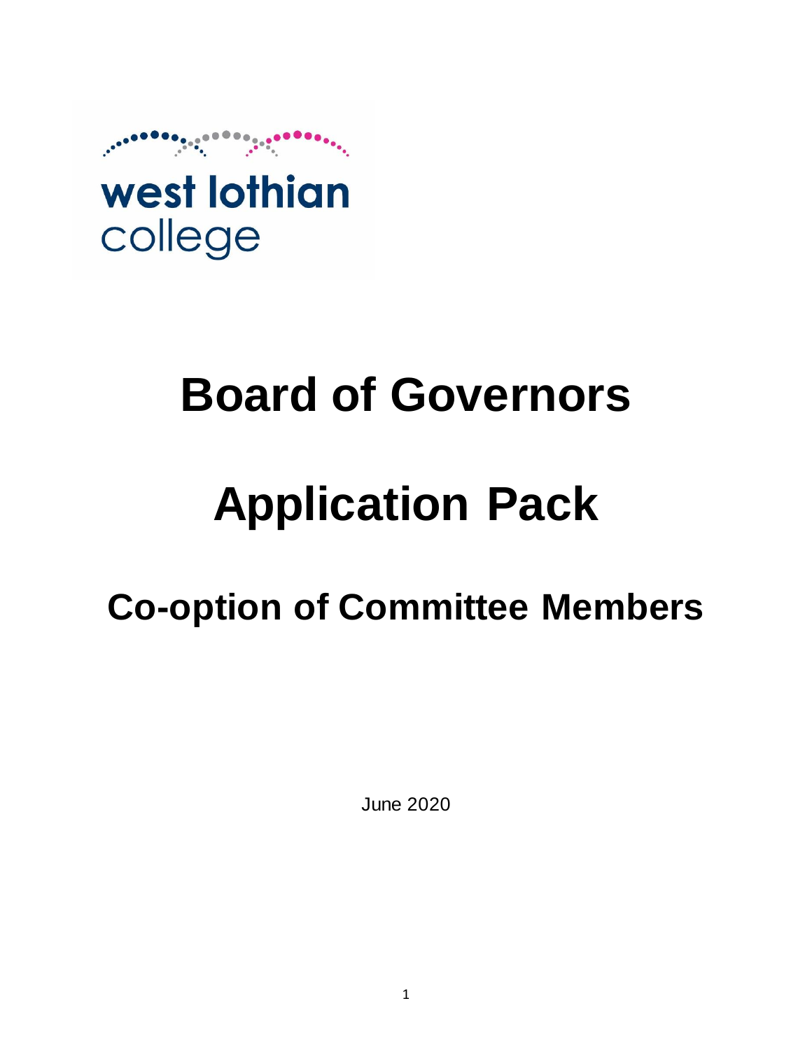west lothian college

# Board of Governors

# Application Pack

## Co-option of Committee Members

June 2020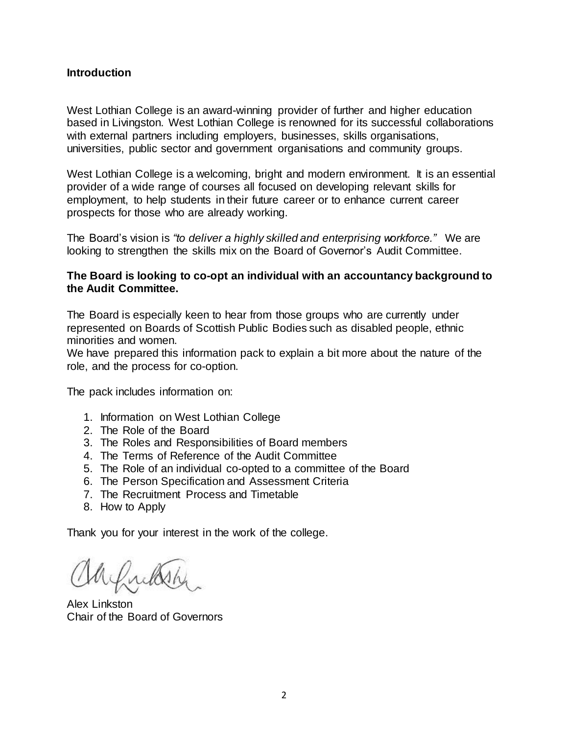## Introduction

West Lothian College is an award-winning provider of further and higher education based in Livingston. West Lothian College is renowned for its successful collaborations with external partners including employers, businesses, skills organisations, universities, public sector and government organisations and community groups.

West Lothian College is a welcoming, bright and modern environment. It is an essential provider of a wide range of courses all focused on developing relevant skills for employment, to help students in their future career or to enhance current career prospects for those who are already working.

The Board's vision is *"to deliver a highly skilled and enterprising workforce."* We are looking to strengthen the skills mix on the Board of Governor's Audit Committee.

**The Board is looking to co-opt an individual with an accountancy background to the Audit Committee.**

The Board is especially keen to hear from those groups who are currently under represented on Boards of Scottish Public Bodies such as disabled people, ethnic minorities and women.

We have prepared this information pack to explain a bit more about the nature of the role, and the process for co-option.

The pack includes information on:

1. Information on West Lothian College
2. The Role of the Board
3. The Roles and Responsibilities of Board members
4. The Terms of Reference of the Audit Committee
5. The Role of an individual co-opted to a committee of the Board
6. The Person Specification and Assessment Criteria
7. The Recruitment Process and Timetable
8. How to Apply

Thank you for your interest in the work of the college.

Alex Linkston
Chair of the Board of Governors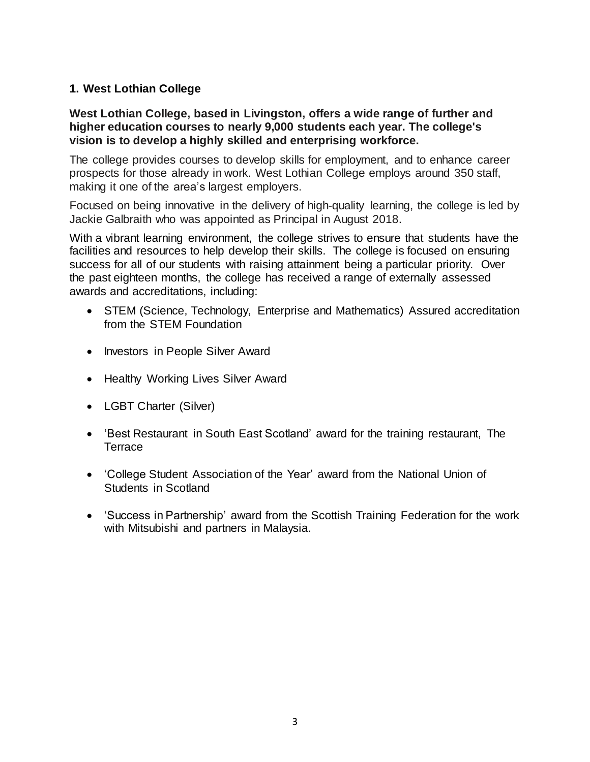## 1. West Lothian College

**West Lothian College, based in Livingston, offers a wide range of further and higher education courses to nearly 9,000 students each year. The college's vision is to develop a highly skilled and enterprising workforce.**

The college provides courses to develop skills for employment, and to enhance career prospects for those already in work. West Lothian College employs around 350 staff, making it one of the area's largest employers.

Focused on being innovative in the delivery of high-quality learning, the college is led by Jackie Galbraith who was appointed as Principal in August 2018.

With a vibrant learning environment, the college strives to ensure that students have the facilities and resources to help develop their skills. The college is focused on ensuring success for all of our students with raising attainment being a particular priority. Over the past eighteen months, the college has received a range of externally assessed awards and accreditations, including:

- STEM (Science, Technology, Enterprise and Mathematics) Assured accreditation from the STEM Foundation
- Investors in People Silver Award
- Healthy Working Lives Silver Award
- LGBT Charter (Silver)
- 'Best Restaurant in South East Scotland' award for the training restaurant, The Terrace
- 'College Student Association of the Year' award from the National Union of Students in Scotland
- 'Success in Partnership' award from the Scottish Training Federation for the work with Mitsubishi and partners in Malaysia.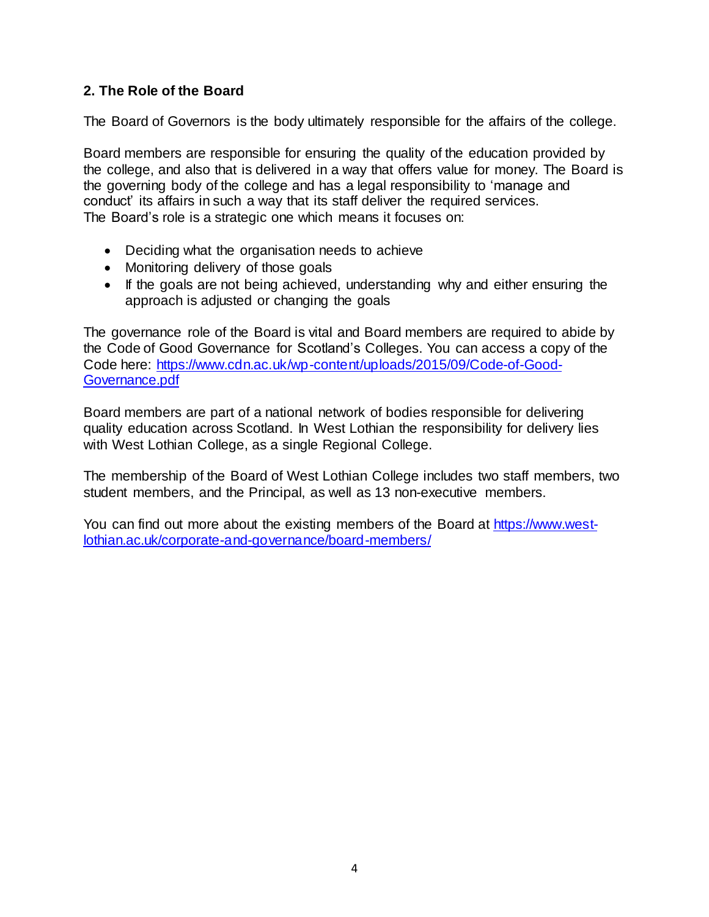## 2. The Role of the Board

The Board of Governors is the body ultimately responsible for the affairs of the college.

Board members are responsible for ensuring the quality of the education provided by the college, and also that is delivered in a way that offers value for money. The Board is the governing body of the college and has a legal responsibility to 'manage and conduct' its affairs in such a way that its staff deliver the required services.
The Board's role is a strategic one which means it focuses on:

- Deciding what the organisation needs to achieve
- Monitoring delivery of those goals
- If the goals are not being achieved, understanding why and either ensuring the approach is adjusted or changing the goals

The governance role of the Board is vital and Board members are required to abide by the Code of Good Governance for Scotland's Colleges. You can access a copy of the Code here: [https://www.cdn.ac.uk/wp-content/uploads/2015/09/Code-of-Good-Governance.pdf](https://www.cdn.ac.uk/wp-content/uploads/2015/09/Code-of-Good-Governance.pdf)

Board members are part of a national network of bodies responsible for delivering quality education across Scotland. In West Lothian the responsibility for delivery lies with West Lothian College, as a single Regional College.

The membership of the Board of West Lothian College includes two staff members, two student members, and the Principal, as well as 13 non-executive members.

You can find out more about the existing members of the Board at [https://www.west-lothian.ac.uk/corporate-and-governance/board-members/](https://www.west-lothian.ac.uk/corporate-and-governance/board-members/)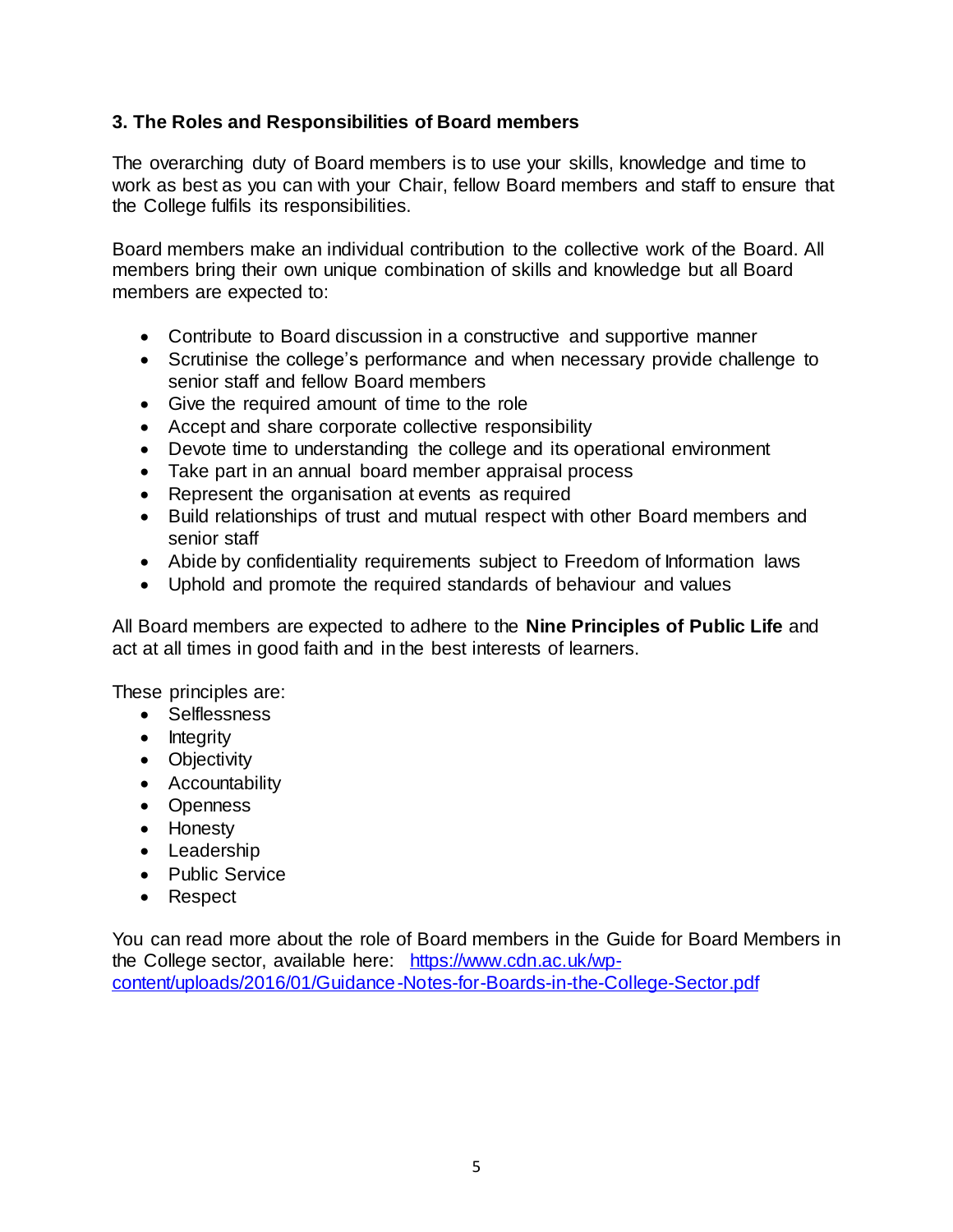### 3. The Roles and Responsibilities of Board members

The overarching duty of Board members is to use your skills, knowledge and time to work as best as you can with your Chair, fellow Board members and staff to ensure that the College fulfils its responsibilities.

Board members make an individual contribution to the collective work of the Board. All members bring their own unique combination of skills and knowledge but all Board members are expected to:

- Contribute to Board discussion in a constructive and supportive manner
- Scrutinise the college's performance and when necessary provide challenge to senior staff and fellow Board members
- Give the required amount of time to the role
- Accept and share corporate collective responsibility
- Devote time to understanding the college and its operational environment
- Take part in an annual board member appraisal process
- Represent the organisation at events as required
- Build relationships of trust and mutual respect with other Board members and senior staff
- Abide by confidentiality requirements subject to Freedom of Information laws
- Uphold and promote the required standards of behaviour and values

All Board members are expected to adhere to the **Nine Principles of Public Life** and act at all times in good faith and in the best interests of learners.

These principles are:

- Selflessness
- Integrity
- Objectivity
- Accountability
- Openness
- Honesty
- Leadership
- Public Service
- Respect

You can read more about the role of Board members in the Guide for Board Members in the College sector, available here: [https://www.cdn.ac.uk/wp-content/uploads/2016/01/Guidance-Notes-for-Boards-in-the-College-Sector.pdf](https://www.cdn.ac.uk/wp-content/uploads/2016/01/Guidance-Notes-for-Boards-in-the-College-Sector.pdf)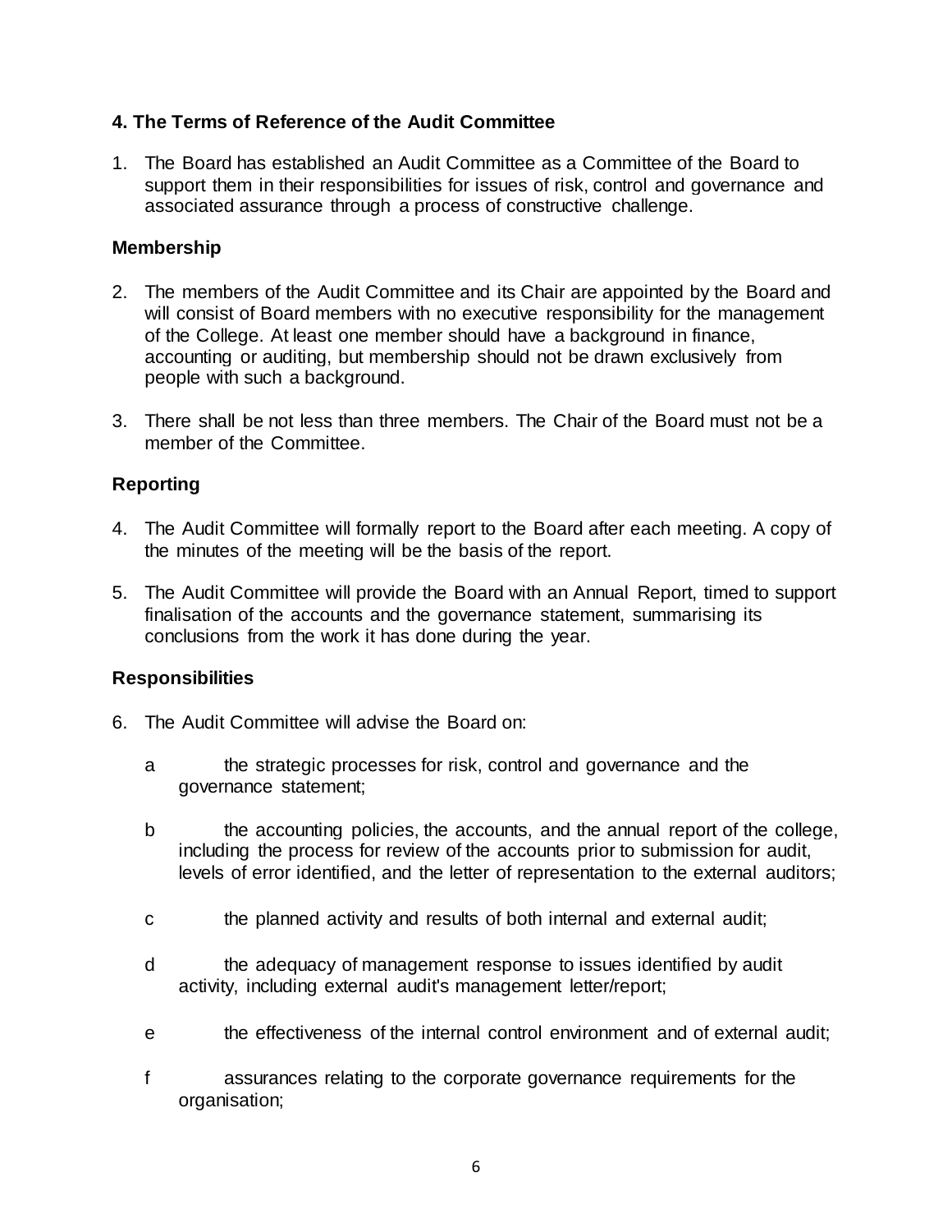## 4. The Terms of Reference of the Audit Committee

1. The Board has established an Audit Committee as a Committee of the Board to support them in their responsibilities for issues of risk, control and governance and associated assurance through a process of constructive challenge.

### Membership

2. The members of the Audit Committee and its Chair are appointed by the Board and will consist of Board members with no executive responsibility for the management of the College. At least one member should have a background in finance, accounting or auditing, but membership should not be drawn exclusively from people with such a background.

3. There shall be not less than three members. The Chair of the Board must not be a member of the Committee.

### Reporting

4. The Audit Committee will formally report to the Board after each meeting. A copy of the minutes of the meeting will be the basis of the report.

5. The Audit Committee will provide the Board with an Annual Report, timed to support finalisation of the accounts and the governance statement, summarising its conclusions from the work it has done during the year.

### Responsibilities

6. The Audit Committee will advise the Board on:

   a the strategic processes for risk, control and governance and the governance statement;

   b the accounting policies, the accounts, and the annual report of the college, including the process for review of the accounts prior to submission for audit, levels of error identified, and the letter of representation to the external auditors;

   c the planned activity and results of both internal and external audit;

   d the adequacy of management response to issues identified by audit activity, including external audit's management letter/report;

   e the effectiveness of the internal control environment and of external audit;

   f assurances relating to the corporate governance requirements for the organisation;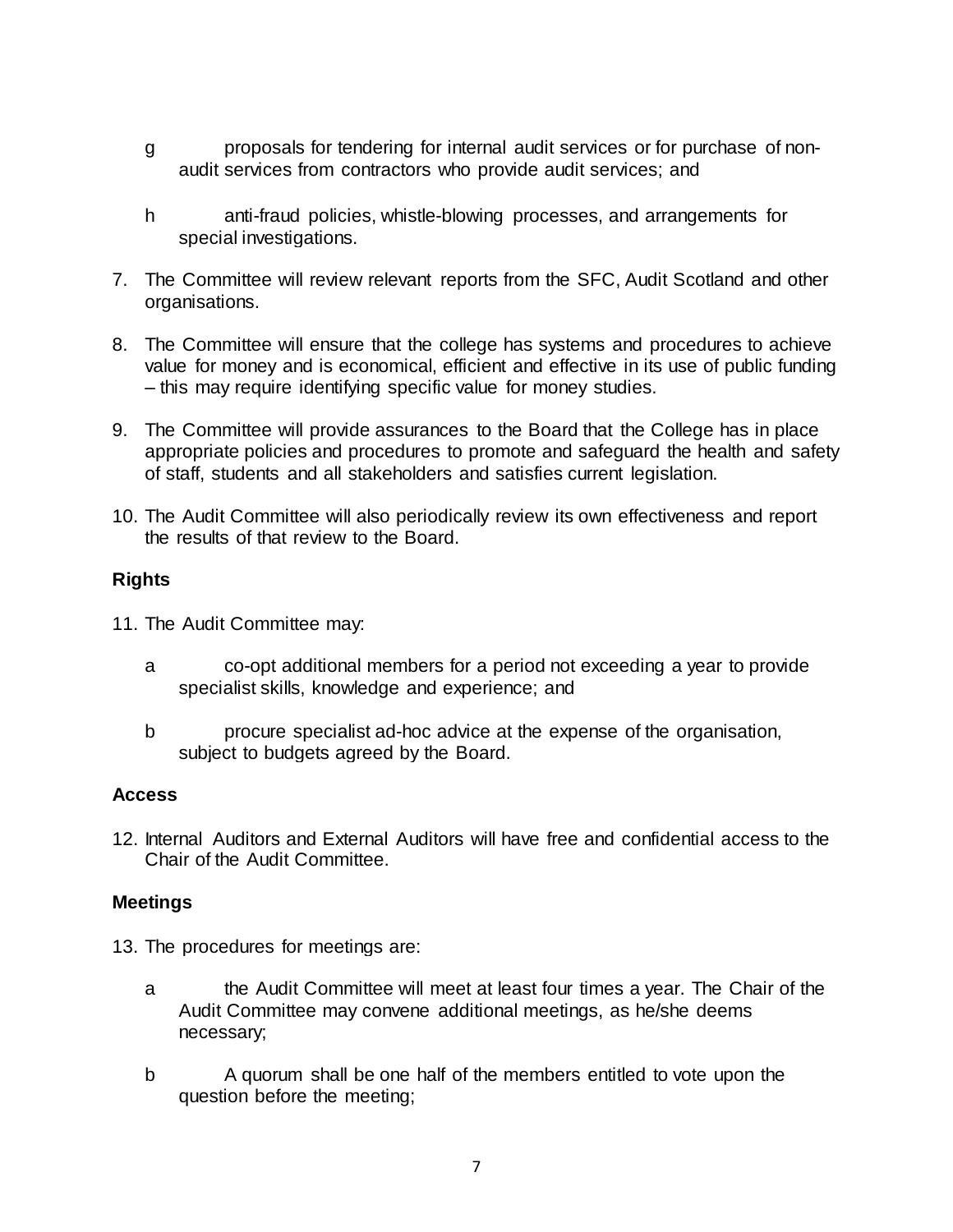g proposals for tendering for internal audit services or for purchase of non-audit services from contractors who provide audit services; and

h anti-fraud policies, whistle-blowing processes, and arrangements for special investigations.

7. The Committee will review relevant reports from the SFC, Audit Scotland and other organisations.

8. The Committee will ensure that the college has systems and procedures to achieve value for money and is economical, efficient and effective in its use of public funding – this may require identifying specific value for money studies.

9. The Committee will provide assurances to the Board that the College has in place appropriate policies and procedures to promote and safeguard the health and safety of staff, students and all stakeholders and satisfies current legislation.

10. The Audit Committee will also periodically review its own effectiveness and report the results of that review to the Board.

**Rights**

11. The Audit Committee may:

a co-opt additional members for a period not exceeding a year to provide specialist skills, knowledge and experience; and

b procure specialist ad-hoc advice at the expense of the organisation, subject to budgets agreed by the Board.

**Access**

12. Internal Auditors and External Auditors will have free and confidential access to the Chair of the Audit Committee.

**Meetings**

13. The procedures for meetings are:

a the Audit Committee will meet at least four times a year. The Chair of the Audit Committee may convene additional meetings, as he/she deems necessary;

b A quorum shall be one half of the members entitled to vote upon the question before the meeting;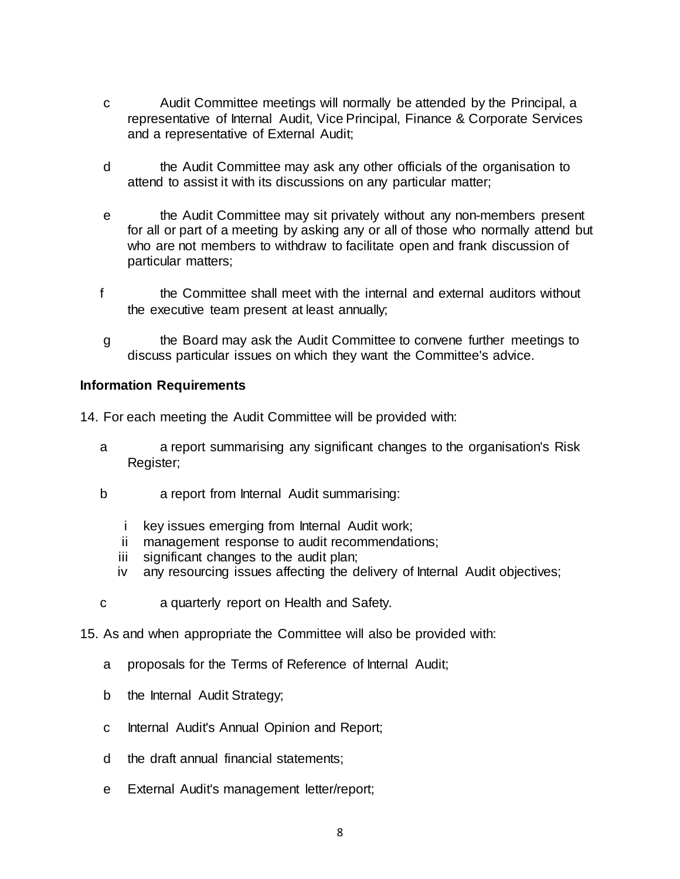c. Audit Committee meetings will normally be attended by the Principal, a representative of Internal Audit, Vice Principal, Finance & Corporate Services and a representative of External Audit;

d. the Audit Committee may ask any other officials of the organisation to attend to assist it with its discussions on any particular matter;

e. the Audit Committee may sit privately without any non-members present for all or part of a meeting by asking any or all of those who normally attend but who are not members to withdraw to facilitate open and frank discussion of particular matters;

f. the Committee shall meet with the internal and external auditors without the executive team present at least annually;

g. the Board may ask the Audit Committee to convene further meetings to discuss particular issues on which they want the Committee's advice.

**Information Requirements**

14. For each meeting the Audit Committee will be provided with:

a. a report summarising any significant changes to the organisation's Risk Register;

b. a report from Internal Audit summarising:

   i. key issues emerging from Internal Audit work;
   ii. management response to audit recommendations;
   iii. significant changes to the audit plan;
   iv. any resourcing issues affecting the delivery of Internal Audit objectives;

c. a quarterly report on Health and Safety.

15. As and when appropriate the Committee will also be provided with:

a. proposals for the Terms of Reference of Internal Audit;

b. the Internal Audit Strategy;

c. Internal Audit's Annual Opinion and Report;

d. the draft annual financial statements;

e. External Audit's management letter/report;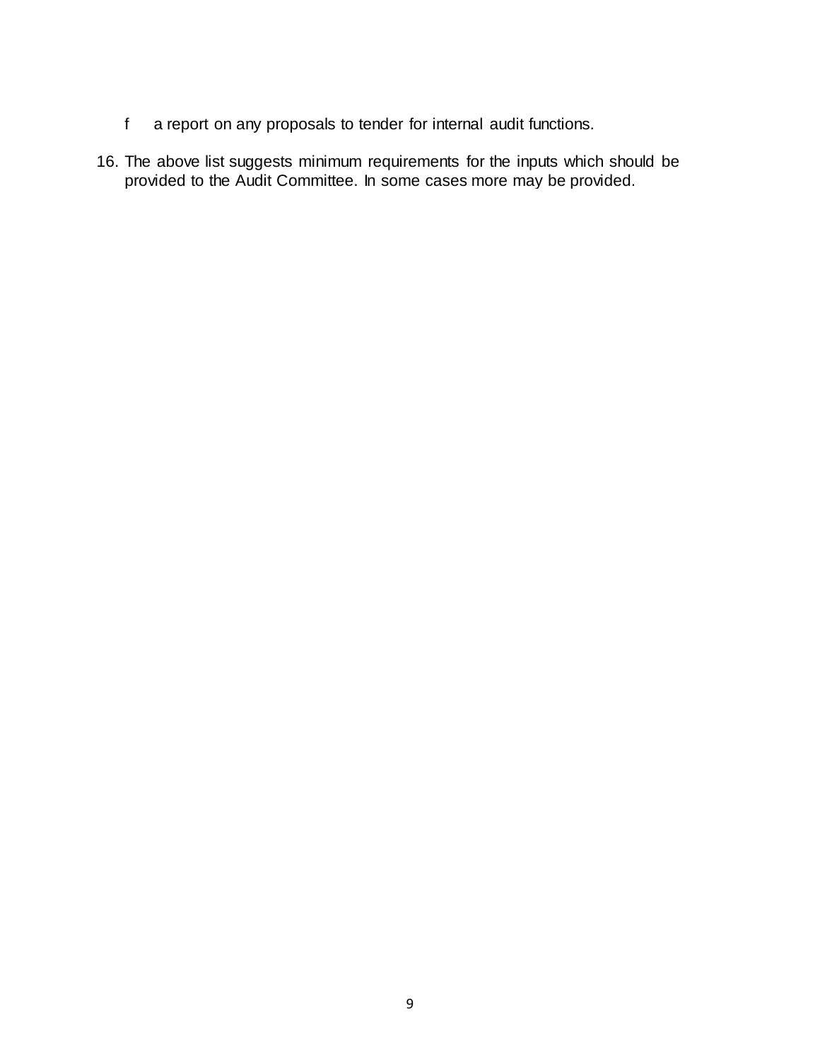f a report on any proposals to tender for internal audit functions.

16. The above list suggests minimum requirements for the inputs which should be provided to the Audit Committee. In some cases more may be provided.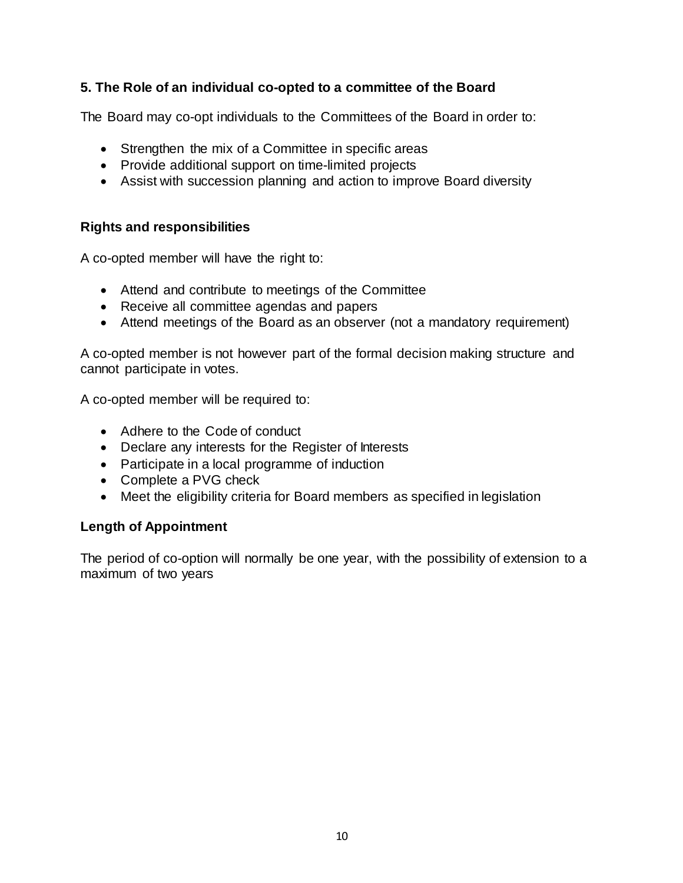## 5. The Role of an individual co-opted to a committee of the Board

The Board may co-opt individuals to the Committees of the Board in order to:

- Strengthen the mix of a Committee in specific areas
- Provide additional support on time-limited projects
- Assist with succession planning and action to improve Board diversity

### Rights and responsibilities

A co-opted member will have the right to:

- Attend and contribute to meetings of the Committee
- Receive all committee agendas and papers
- Attend meetings of the Board as an observer (not a mandatory requirement)

A co-opted member is not however part of the formal decision making structure and cannot participate in votes.

A co-opted member will be required to:

- Adhere to the Code of conduct
- Declare any interests for the Register of Interests
- Participate in a local programme of induction
- Complete a PVG check
- Meet the eligibility criteria for Board members as specified in legislation

### Length of Appointment

The period of co-option will normally be one year, with the possibility of extension to a maximum of two years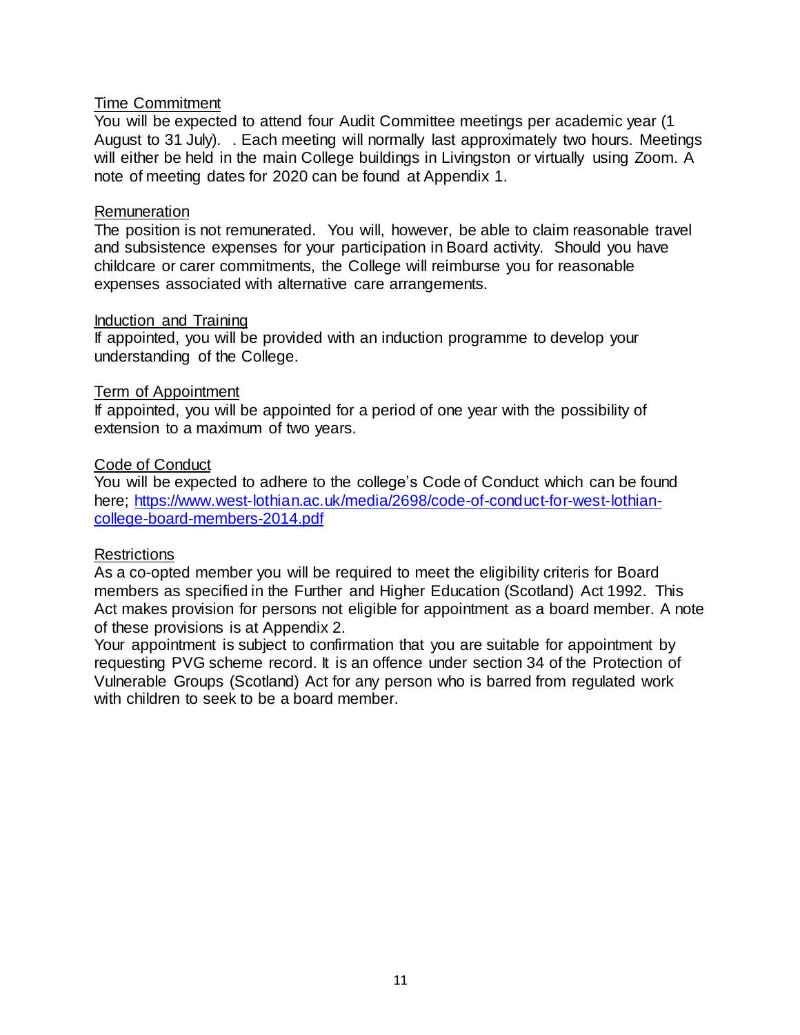Time Commitment

You will be expected to attend four Audit Committee meetings per academic year (1 August to 31 July). . Each meeting will normally last approximately two hours. Meetings will either be held in the main College buildings in Livingston or virtually using Zoom. A note of meeting dates for 2020 can be found at Appendix 1.

Remuneration

The position is not remunerated. You will, however, be able to claim reasonable travel and subsistence expenses for your participation in Board activity. Should you have childcare or carer commitments, the College will reimburse you for reasonable expenses associated with alternative care arrangements.

Induction and Training

If appointed, you will be provided with an induction programme to develop your understanding of the College.

Term of Appointment

If appointed, you will be appointed for a period of one year with the possibility of extension to a maximum of two years.

Code of Conduct

You will be expected to adhere to the college's Code of Conduct which can be found here; [https://www.west-lothian.ac.uk/media/2698/code-of-conduct-for-west-lothian-college-board-members-2014.pdf](https://www.west-lothian.ac.uk/media/2698/code-of-conduct-for-west-lothian-college-board-members-2014.pdf)

Restrictions

As a co-opted member you will be required to meet the eligibility criteris for Board members as specified in the Further and Higher Education (Scotland) Act 1992. This Act makes provision for persons not eligible for appointment as a board member. A note of these provisions is at Appendix 2.

Your appointment is subject to confirmation that you are suitable for appointment by requesting PVG scheme record. It is an offence under section 34 of the Protection of Vulnerable Groups (Scotland) Act for any person who is barred from regulated work with children to seek to be a board member.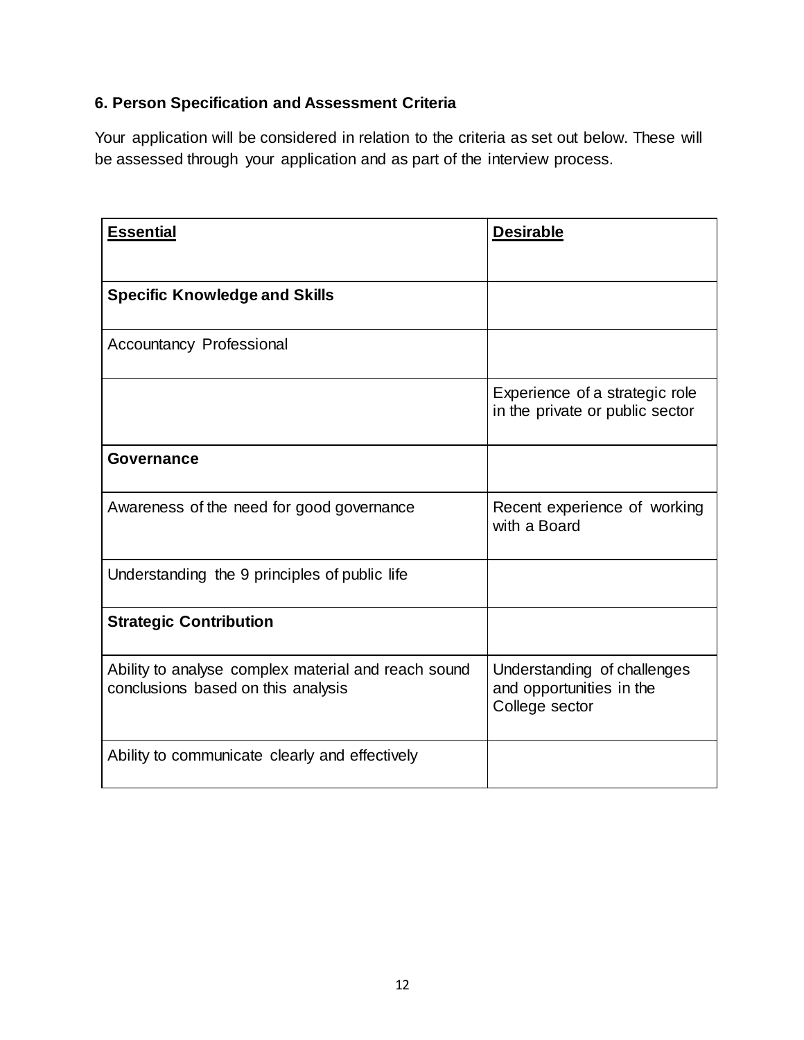### 6. Person Specification and Assessment Criteria

Your application will be considered in relation to the criteria as set out below. These will be assessed through your application and as part of the interview process.

| **Essential** | **Desirable** |
| --- | --- |
| **Specific Knowledge and Skills** | |
| Accountancy Professional | |
| | Experience of a strategic role in the private or public sector |
| **Governance** | |
| Awareness of the need for good governance | Recent experience of working with a Board |
| Understanding the 9 principles of public life | |
| **Strategic Contribution** | |
| Ability to analyse complex material and reach sound conclusions based on this analysis | Understanding of challenges and opportunities in the College sector |
| Ability to communicate clearly and effectively | |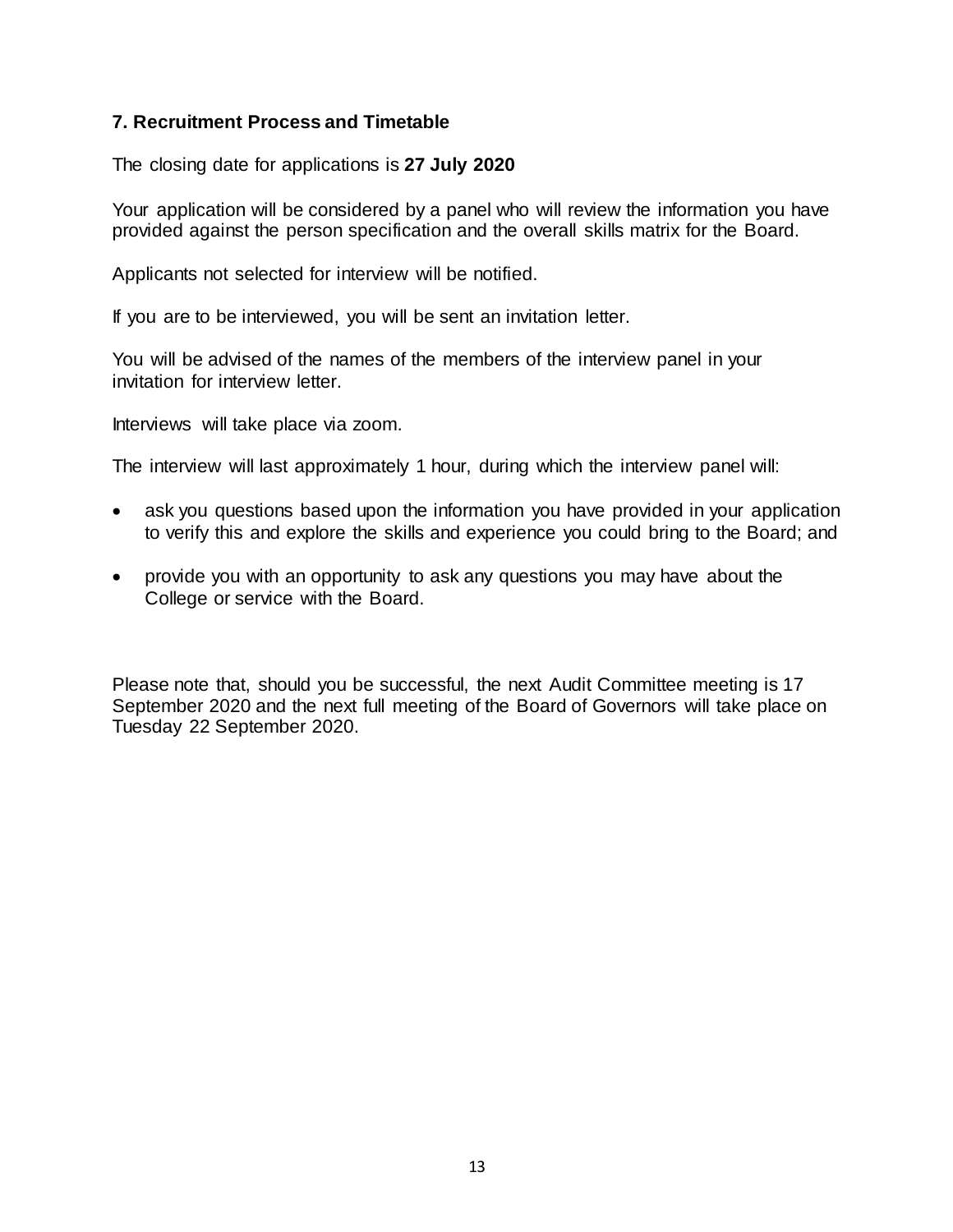### 7. Recruitment Process and Timetable

The closing date for applications is **27 July 2020**

Your application will be considered by a panel who will review the information you have provided against the person specification and the overall skills matrix for the Board.

Applicants not selected for interview will be notified.

If you are to be interviewed, you will be sent an invitation letter.

You will be advised of the names of the members of the interview panel in your invitation for interview letter.

Interviews will take place via zoom.

The interview will last approximately 1 hour, during which the interview panel will:

- ask you questions based upon the information you have provided in your application to verify this and explore the skills and experience you could bring to the Board; and
- provide you with an opportunity to ask any questions you may have about the College or service with the Board.

Please note that, should you be successful, the next Audit Committee meeting is 17 September 2020 and the next full meeting of the Board of Governors will take place on Tuesday 22 September 2020.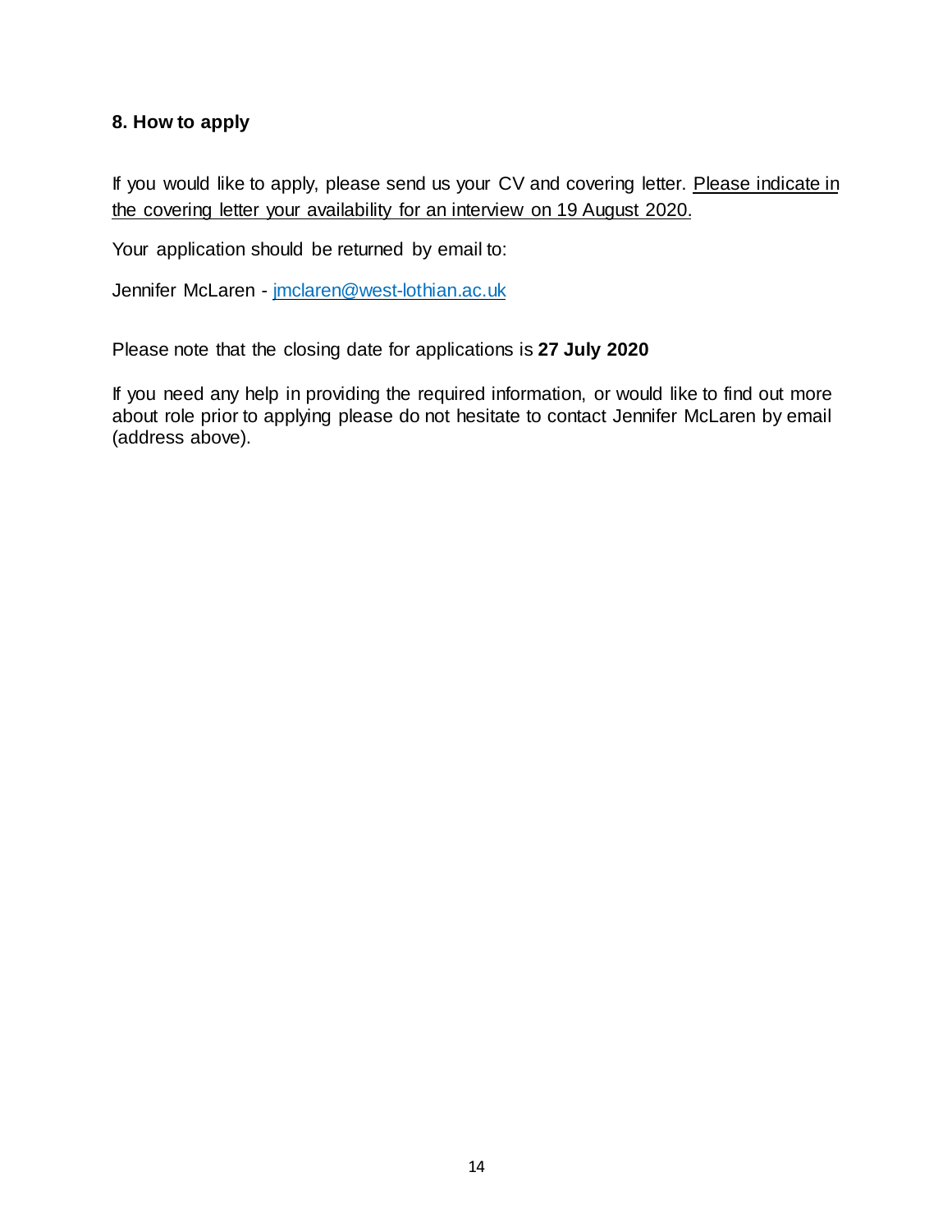## 8. How to apply

If you would like to apply, please send us your CV and covering letter. <u>Please indicate in the covering letter your availability for an interview on 19 August 2020.</u>

Your application should be returned by email to:

Jennifer McLaren - jmclaren@west-lothian.ac.uk

Please note that the closing date for applications is **27 July 2020**

If you need any help in providing the required information, or would like to find out more about role prior to applying please do not hesitate to contact Jennifer McLaren by email (address above).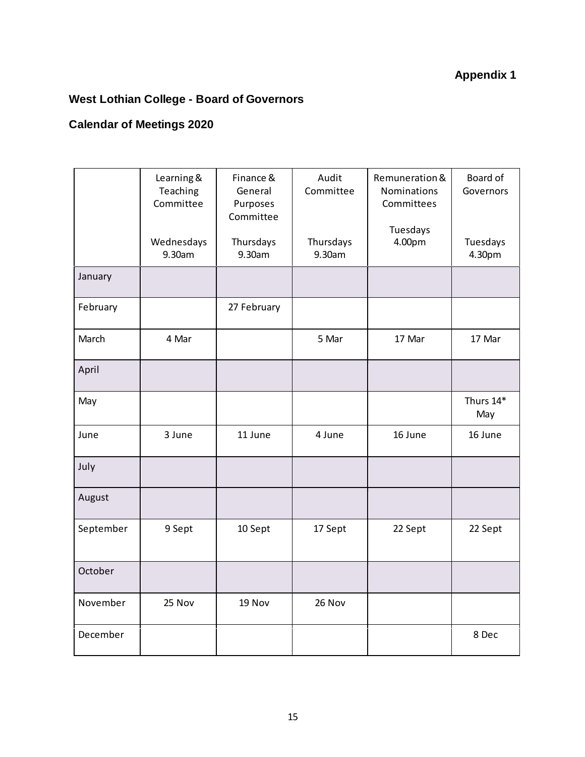**Appendix 1**

## West Lothian College - Board of Governors

## Calendar of Meetings 2020

| | Learning & Teaching Committee<br><br>Wednesdays 9.30am | Finance & General Purposes Committee<br><br>Thursdays 9.30am | Audit Committee<br><br>Thursdays 9.30am | Remuneration & Nominations Committees<br><br>Tuesdays 4.00pm | Board of Governors<br><br>Tuesdays 4.30pm |
|---|---|---|---|---|---|
| January | | | | | |
| February | | 27 February | | | |
| March | 4 Mar | | 5 Mar | 17 Mar | 17 Mar |
| April | | | | | |
| May | | | | | Thurs 14* May |
| June | 3 June | 11 June | 4 June | 16 June | 16 June |
| July | | | | | |
| August | | | | | |
| September | 9 Sept | 10 Sept | 17 Sept | 22 Sept | 22 Sept |
| October | | | | | |
| November | 25 Nov | 19 Nov | 26 Nov | | |
| December | | | | | 8 Dec |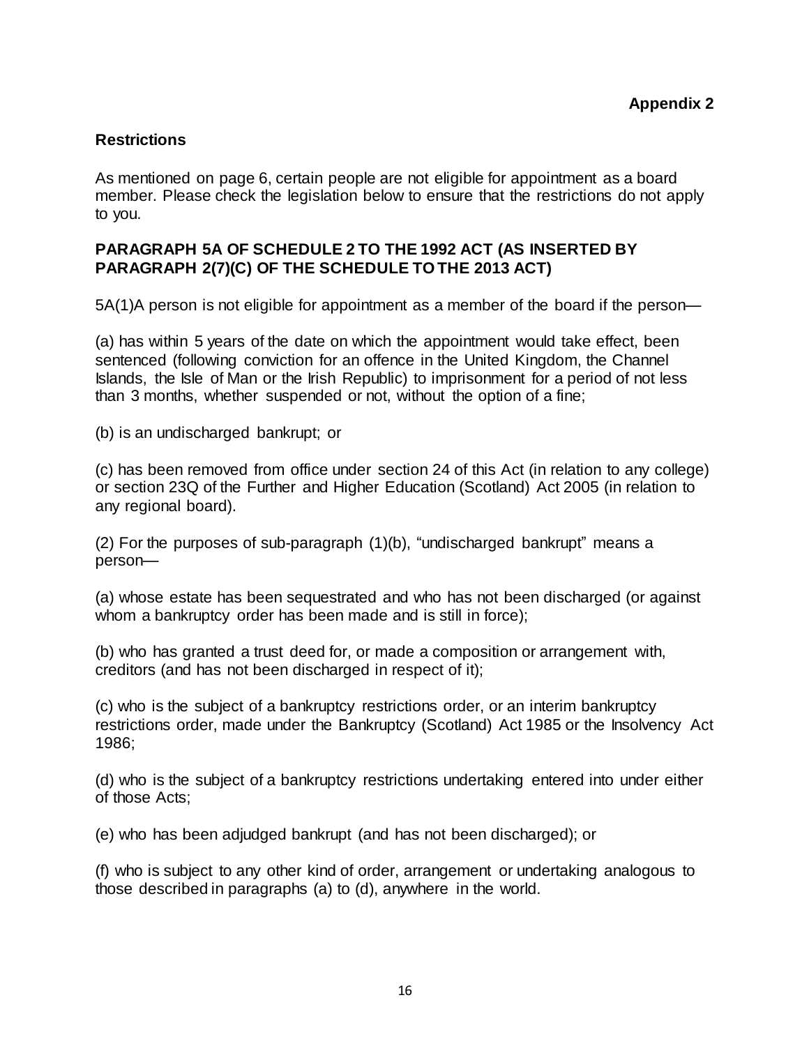**Appendix 2**

## Restrictions

As mentioned on page 6, certain people are not eligible for appointment as a board member. Please check the legislation below to ensure that the restrictions do not apply to you.

### PARAGRAPH 5A OF SCHEDULE 2 TO THE 1992 ACT (AS INSERTED BY PARAGRAPH 2(7)(C) OF THE SCHEDULE TO THE 2013 ACT)

5A(1)A person is not eligible for appointment as a member of the board if the person—

(a) has within 5 years of the date on which the appointment would take effect, been sentenced (following conviction for an offence in the United Kingdom, the Channel Islands, the Isle of Man or the Irish Republic) to imprisonment for a period of not less than 3 months, whether suspended or not, without the option of a fine;

(b) is an undischarged bankrupt; or

(c) has been removed from office under section 24 of this Act (in relation to any college) or section 23Q of the Further and Higher Education (Scotland) Act 2005 (in relation to any regional board).

(2) For the purposes of sub-paragraph (1)(b), "undischarged bankrupt" means a person—

(a) whose estate has been sequestrated and who has not been discharged (or against whom a bankruptcy order has been made and is still in force);

(b) who has granted a trust deed for, or made a composition or arrangement with, creditors (and has not been discharged in respect of it);

(c) who is the subject of a bankruptcy restrictions order, or an interim bankruptcy restrictions order, made under the Bankruptcy (Scotland) Act 1985 or the Insolvency Act 1986;

(d) who is the subject of a bankruptcy restrictions undertaking entered into under either of those Acts;

(e) who has been adjudged bankrupt (and has not been discharged); or

(f) who is subject to any other kind of order, arrangement or undertaking analogous to those described in paragraphs (a) to (d), anywhere in the world.